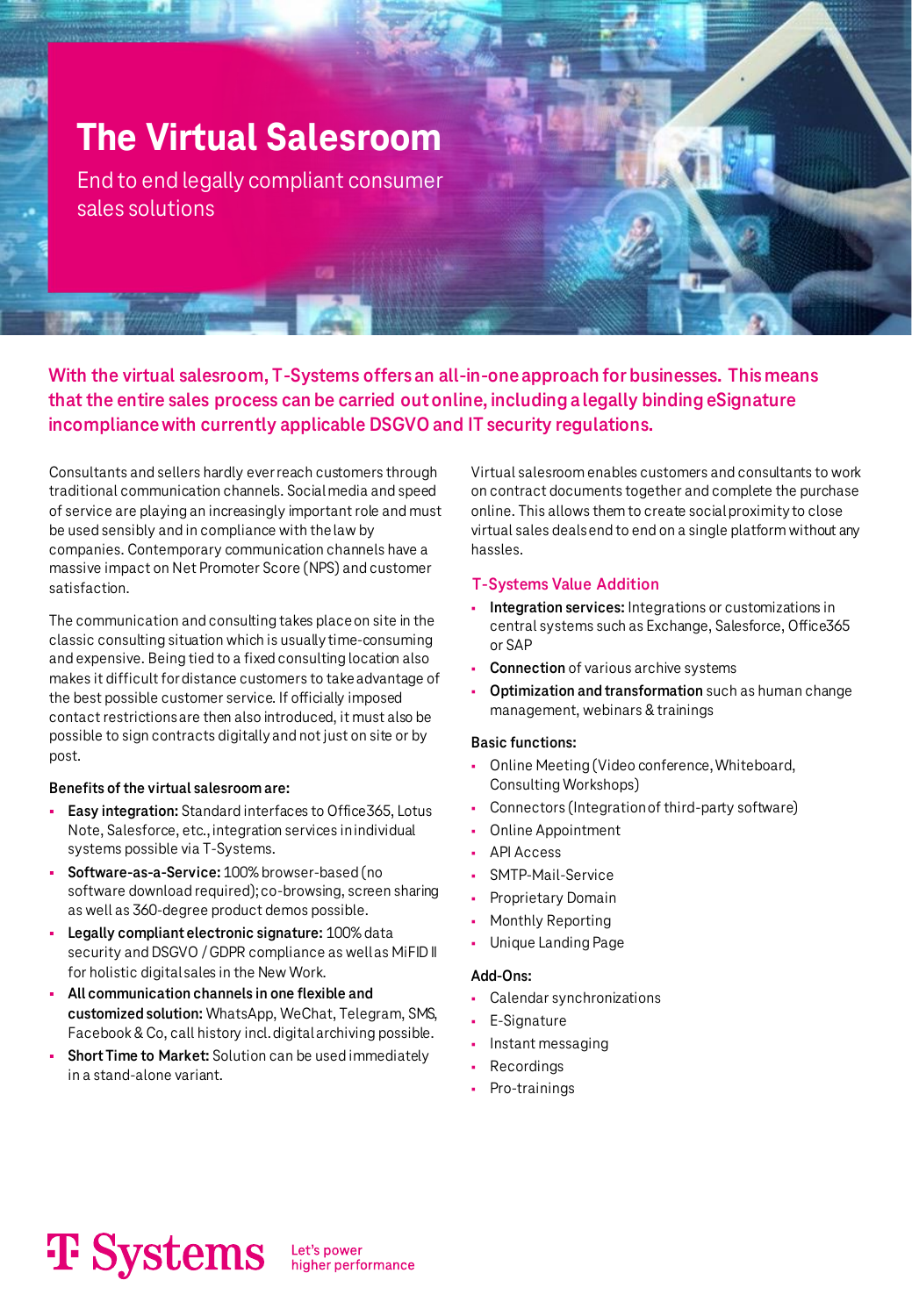# The Virtual Salesroom

End to end legally compliant consumer sales solutions

**With the virtual salesroom, T-Systems offers an all-in-one approach for businesses. This means that the entire sales process can be carried out online, including a legally binding eSignature incompliance with currently applicable DSGVO and IT security regulations.**

Consultants and sellers hardly ever reach customers through traditional communication channels. Social media and speed of service are playing an increasingly important role and must be used sensibly and in compliance with the law by companies. Contemporary communication channels have a massive impact on Net Promoter Score (NPS) and customer satisfaction.

The communication and consulting takes place on site in the classic consulting situation which is usually time-consuming and expensive. Being tied to a fixed consulting location also makes it difficult for distance customers to take advantage of the best possible customer service. If officially imposed contact restrictions are then also introduced, it must also be possible to sign contracts digitally and not just on site or by post.

**Benefits of the virtual salesroom are:**

- **Easy integration:** Standard interfaces to Office365, Lotus Note, Salesforce, etc., integration services in individual systems possible via T-Systems.
- **Software-as-a-Service:** 100% browser-based (no software download required); co-browsing, screen sharing as well as 360-degree product demos possible.
- **Legally compliant electronic signature:** 100% data security and DSGVO / GDPR compliance as well as MiFID II for holistic digital sales in the New Work.
- **All communication channels in one flexible and customized solution:** WhatsApp, WeChat, Telegram, SMS, Facebook & Co, call history incl. digital archiving possible.
- **Short Time to Market:** Solution can be used immediately in a stand-alone variant.

Virtual salesroom enables customers and consultants to work on contract documents together and complete the purchase online. This allows them to create social proximity to close virtual sales deals end to end on a single platform without any hassles.

## T-Systems Value Addition

- **Integration services:** Integrations or customizations in central systems such as Exchange, Salesforce, Office365 or SAP
- **Connection** of various archive systems
- **Optimization and transformation** such as human change management, webinars & trainings

**Basic functions:**

- Online Meeting (Video conference, Whiteboard, Consulting Workshops)
- Connectors (Integration of third-party software)
- Online Appointment
- API Access
- SMTP-Mail-Service
- Proprietary Domain
- Monthly Reporting
- Unique Landing Page

**Add-Ons:**

- Calendar synchronizations
- E-Signature
- Instant messaging
- Recordings
- Pro-trainings

T Systems Let's power higher performance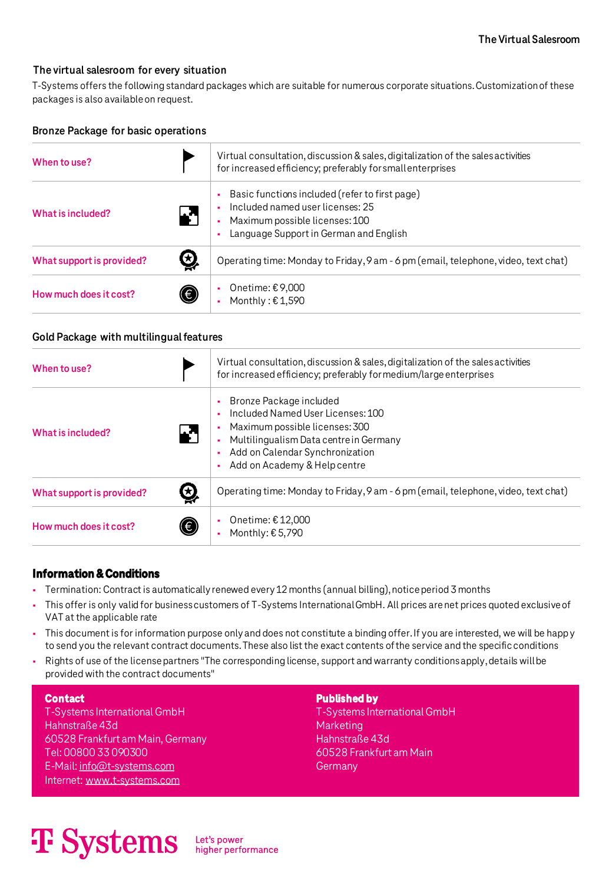## The virtual salesroom for every situation

T-Systems offers the following standard packages which are suitable for numerous corporate situations. Customization of these packages is also available on request.

### Bronze Package for basic operations

| | |
|---|---|
| **When to use?** | Virtual consultation, discussion & sales, digitalization of the sales activities for increased efficiency; preferably for small enterprises |
| **What is included?** | ▪ Basic functions included (refer to first page)<br>▪ Included named user licenses: 25<br>▪ Maximum possible licenses: 100<br>▪ Language Support in German and English |
| **What support is provided?** | Operating time: Monday to Friday, 9 am - 6 pm (email, telephone, video, text chat) |
| **How much does it cost?** | ▪ Onetime: € 9,000<br>▪ Monthly : € 1,590 |

### Gold Package with multilingual features

| | |
|---|---|
| **When to use?** | Virtual consultation, discussion & sales, digitalization of the sales activities for increased efficiency; preferably for medium/large enterprises |
| **What is included?** | ▪ Bronze Package included<br>▪ Included Named User Licenses: 100<br>▪ Maximum possible licenses: 300<br>▪ Multilingualism Data centre in Germany<br>▪ Add on Calendar Synchronization<br>▪ Add on Academy & Help centre |
| **What support is provided?** | Operating time: Monday to Friday, 9 am - 6 pm (email, telephone, video, text chat) |
| **How much does it cost?** | ▪ Onetime: € 12,000<br>▪ Monthly: € 5,790 |

### Information & Conditions

- Termination: Contract is automatically renewed every 12 months (annual billing), notice period 3 months
- This offer is only valid for business customers of T-Systems International GmbH. All prices are net prices quoted exclusive of VAT at the applicable rate
- This document is for information purpose only and does not constitute a binding offer. If you are interested, we will be happy to send you the relevant contract documents. These also list the exact contents of the service and the specific conditions
- Rights of use of the license partners "The corresponding license, support and warranty conditions apply, details will be provided with the contract documents"

**Contact**
T-Systems International GmbH
Hahnstraße 43d
60528 Frankfurt am Main, Germany
Tel: 00800 33 090300
E-Mail: info@t-systems.com
Internet: www.t-systems.com

**Published by**
T-Systems International GmbH
Marketing
Hahnstraße 43d
60528 Frankfurt am Main
Germany

T Systems
Let's power higher performance